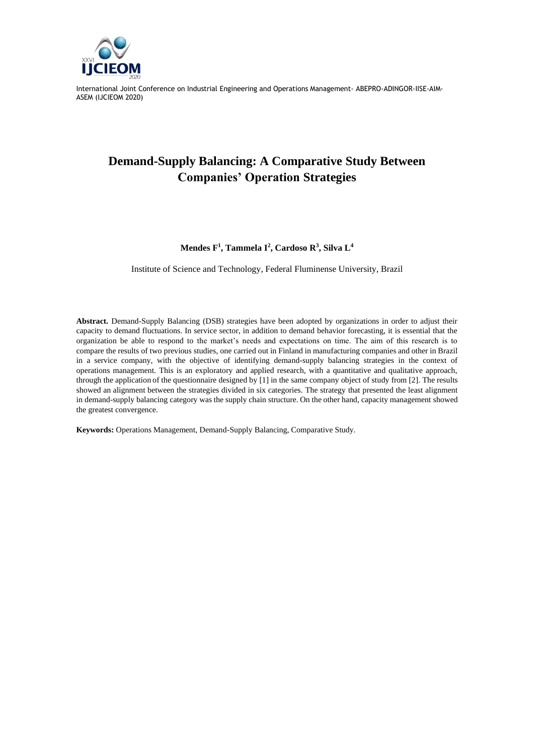# Demand-Supply Balancing: A Comparative Study Between Companies' Operation Strategies

**Mendes F[1], Tammela I[2], Cardoso R[3], Silva L[4]**

Institute of Science and Technology, Federal Fluminense University, Brazil

**Abstract.** Demand-Supply Balancing (DSB) strategies have been adopted by organizations in order to adjust their capacity to demand fluctuations. In service sector, in addition to demand behavior forecasting, it is essential that the organization be able to respond to the market's needs and expectations on time. The aim of this research is to compare the results of two previous studies, one carried out in Finland in manufacturing companies and other in Brazil in a service company, with the objective of identifying demand-supply balancing strategies in the context of operations management. This is an exploratory and applied research, with a quantitative and qualitative approach, through the application of the questionnaire designed by [1] in the same company object of study from [2]. The results showed an alignment between the strategies divided in six categories. The strategy that presented the least alignment in demand-supply balancing category was the supply chain structure. On the other hand, capacity management showed the greatest convergence.

**Keywords:** Operations Management, Demand-Supply Balancing, Comparative Study.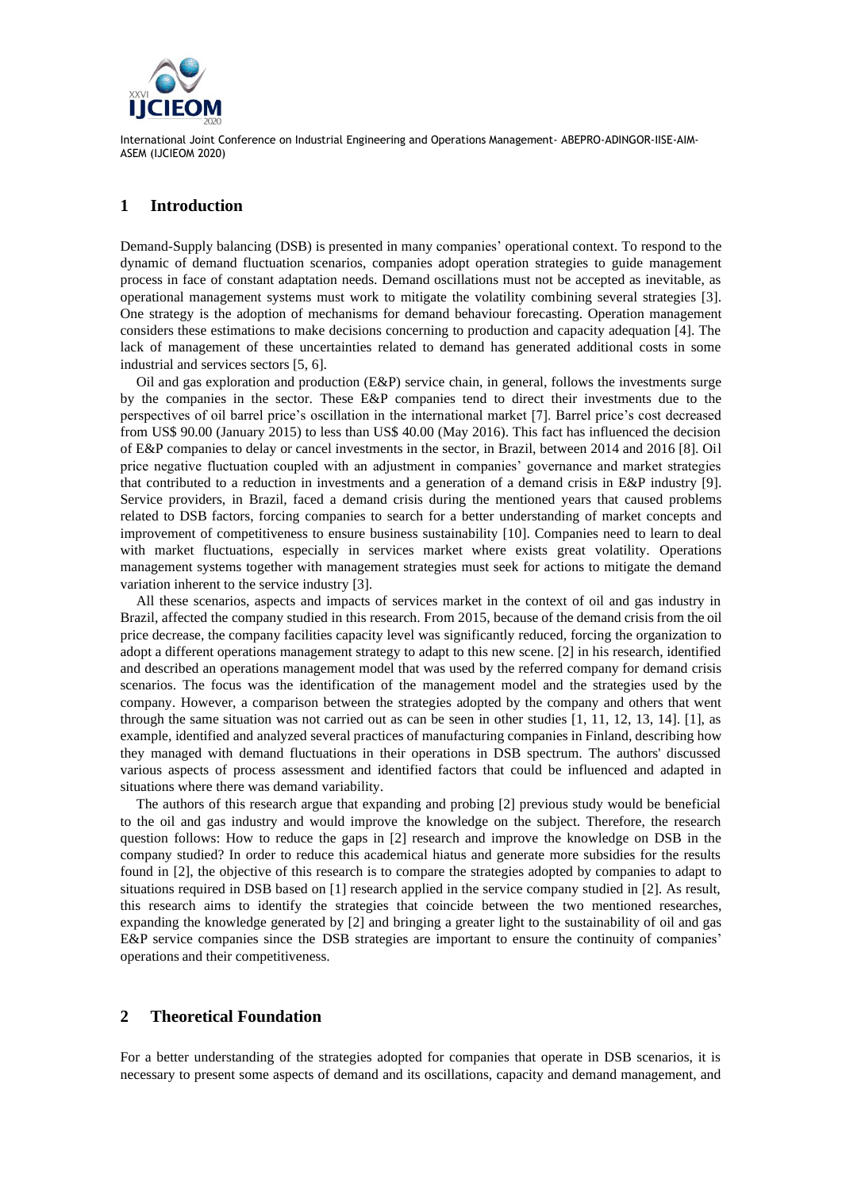## 1 Introduction

Demand-Supply balancing (DSB) is presented in many companies' operational context. To respond to the dynamic of demand fluctuation scenarios, companies adopt operation strategies to guide management process in face of constant adaptation needs. Demand oscillations must not be accepted as inevitable, as operational management systems must work to mitigate the volatility combining several strategies [3]. One strategy is the adoption of mechanisms for demand behaviour forecasting. Operation management considers these estimations to make decisions concerning to production and capacity adequation [4]. The lack of management of these uncertainties related to demand has generated additional costs in some industrial and services sectors [5, 6].

Oil and gas exploration and production (E&P) service chain, in general, follows the investments surge by the companies in the sector. These E&P companies tend to direct their investments due to the perspectives of oil barrel price's oscillation in the international market [7]. Barrel price's cost decreased from US$ 90.00 (January 2015) to less than US$ 40.00 (May 2016). This fact has influenced the decision of E&P companies to delay or cancel investments in the sector, in Brazil, between 2014 and 2016 [8]. Oil price negative fluctuation coupled with an adjustment in companies' governance and market strategies that contributed to a reduction in investments and a generation of a demand crisis in E&P industry [9]. Service providers, in Brazil, faced a demand crisis during the mentioned years that caused problems related to DSB factors, forcing companies to search for a better understanding of market concepts and improvement of competitiveness to ensure business sustainability [10]. Companies need to learn to deal with market fluctuations, especially in services market where exists great volatility. Operations management systems together with management strategies must seek for actions to mitigate the demand variation inherent to the service industry [3].

All these scenarios, aspects and impacts of services market in the context of oil and gas industry in Brazil, affected the company studied in this research. From 2015, because of the demand crisis from the oil price decrease, the company facilities capacity level was significantly reduced, forcing the organization to adopt a different operations management strategy to adapt to this new scene. [2] in his research, identified and described an operations management model that was used by the referred company for demand crisis scenarios. The focus was the identification of the management model and the strategies used by the company. However, a comparison between the strategies adopted by the company and others that went through the same situation was not carried out as can be seen in other studies [1, 11, 12, 13, 14]. [1], as example, identified and analyzed several practices of manufacturing companies in Finland, describing how they managed with demand fluctuations in their operations in DSB spectrum. The authors' discussed various aspects of process assessment and identified factors that could be influenced and adapted in situations where there was demand variability.

The authors of this research argue that expanding and probing [2] previous study would be beneficial to the oil and gas industry and would improve the knowledge on the subject. Therefore, the research question follows: How to reduce the gaps in [2] research and improve the knowledge on DSB in the company studied? In order to reduce this academical hiatus and generate more subsidies for the results found in [2], the objective of this research is to compare the strategies adopted by companies to adapt to situations required in DSB based on [1] research applied in the service company studied in [2]. As result, this research aims to identify the strategies that coincide between the two mentioned researches, expanding the knowledge generated by [2] and bringing a greater light to the sustainability of oil and gas E&P service companies since the DSB strategies are important to ensure the continuity of companies' operations and their competitiveness.

## 2 Theoretical Foundation

For a better understanding of the strategies adopted for companies that operate in DSB scenarios, it is necessary to present some aspects of demand and its oscillations, capacity and demand management, and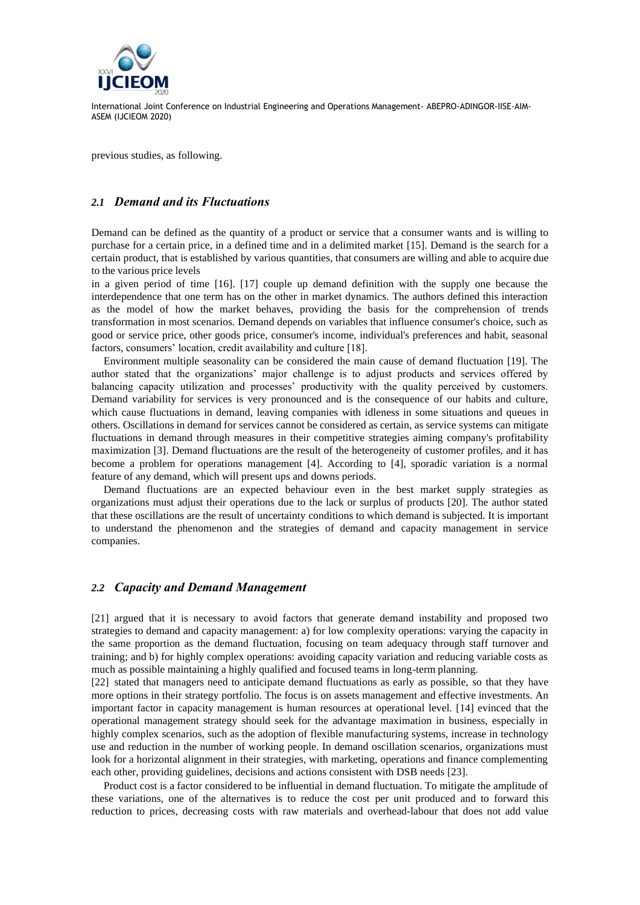previous studies, as following.

## 2.1 Demand and its Fluctuations

Demand can be defined as the quantity of a product or service that a consumer wants and is willing to purchase for a certain price, in a defined time and in a delimited market [15]. Demand is the search for a certain product, that is established by various quantities, that consumers are willing and able to acquire due to the various price levels in a given period of time [16]. [17] couple up demand definition with the supply one because the interdependence that one term has on the other in market dynamics. The authors defined this interaction as the model of how the market behaves, providing the basis for the comprehension of trends transformation in most scenarios. Demand depends on variables that influence consumer's choice, such as good or service price, other goods price, consumer's income, individual's preferences and habit, seasonal factors, consumers' location, credit availability and culture [18].

Environment multiple seasonality can be considered the main cause of demand fluctuation [19]. The author stated that the organizations' major challenge is to adjust products and services offered by balancing capacity utilization and processes' productivity with the quality perceived by customers. Demand variability for services is very pronounced and is the consequence of our habits and culture, which cause fluctuations in demand, leaving companies with idleness in some situations and queues in others. Oscillations in demand for services cannot be considered as certain, as service systems can mitigate fluctuations in demand through measures in their competitive strategies aiming company's profitability maximization [3]. Demand fluctuations are the result of the heterogeneity of customer profiles, and it has become a problem for operations management [4]. According to [4], sporadic variation is a normal feature of any demand, which will present ups and downs periods.

Demand fluctuations are an expected behaviour even in the best market supply strategies as organizations must adjust their operations due to the lack or surplus of products [20]. The author stated that these oscillations are the result of uncertainty conditions to which demand is subjected. It is important to understand the phenomenon and the strategies of demand and capacity management in service companies.

## 2.2 Capacity and Demand Management

[21] argued that it is necessary to avoid factors that generate demand instability and proposed two strategies to demand and capacity management: a) for low complexity operations: varying the capacity in the same proportion as the demand fluctuation, focusing on team adequacy through staff turnover and training; and b) for highly complex operations: avoiding capacity variation and reducing variable costs as much as possible maintaining a highly qualified and focused teams in long-term planning.

[22] stated that managers need to anticipate demand fluctuations as early as possible, so that they have more options in their strategy portfolio. The focus is on assets management and effective investments. An important factor in capacity management is human resources at operational level. [14] evinced that the operational management strategy should seek for the advantage maximation in business, especially in highly complex scenarios, such as the adoption of flexible manufacturing systems, increase in technology use and reduction in the number of working people. In demand oscillation scenarios, organizations must look for a horizontal alignment in their strategies, with marketing, operations and finance complementing each other, providing guidelines, decisions and actions consistent with DSB needs [23].

Product cost is a factor considered to be influential in demand fluctuation. To mitigate the amplitude of these variations, one of the alternatives is to reduce the cost per unit produced and to forward this reduction to prices, decreasing costs with raw materials and overhead-labour that does not add value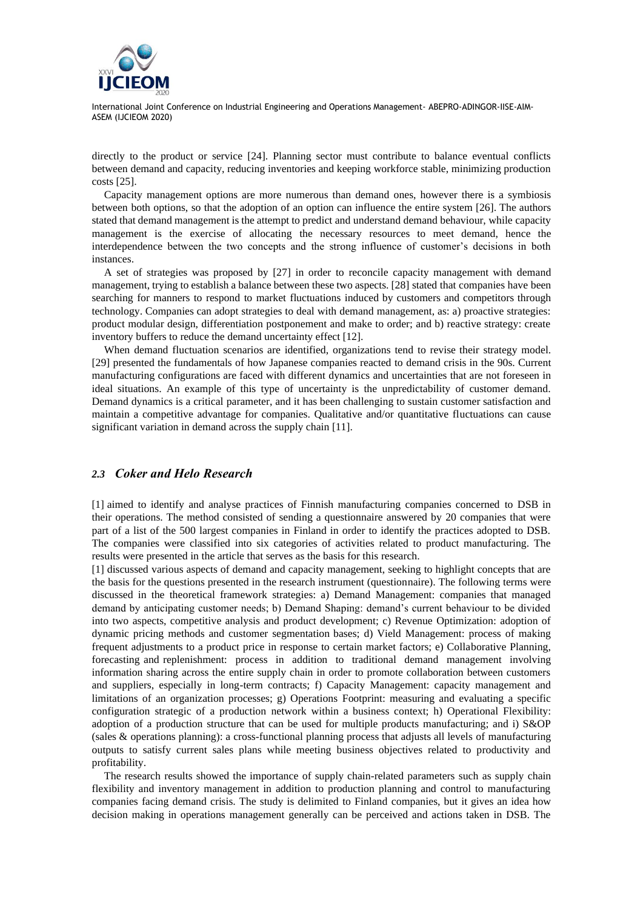directly to the product or service [24]. Planning sector must contribute to balance eventual conflicts between demand and capacity, reducing inventories and keeping workforce stable, minimizing production costs [25].

Capacity management options are more numerous than demand ones, however there is a symbiosis between both options, so that the adoption of an option can influence the entire system [26]. The authors stated that demand management is the attempt to predict and understand demand behaviour, while capacity management is the exercise of allocating the necessary resources to meet demand, hence the interdependence between the two concepts and the strong influence of customer's decisions in both instances.

A set of strategies was proposed by [27] in order to reconcile capacity management with demand management, trying to establish a balance between these two aspects. [28] stated that companies have been searching for manners to respond to market fluctuations induced by customers and competitors through technology. Companies can adopt strategies to deal with demand management, as: a) proactive strategies: product modular design, differentiation postponement and make to order; and b) reactive strategy: create inventory buffers to reduce the demand uncertainty effect [12].

When demand fluctuation scenarios are identified, organizations tend to revise their strategy model. [29] presented the fundamentals of how Japanese companies reacted to demand crisis in the 90s. Current manufacturing configurations are faced with different dynamics and uncertainties that are not foreseen in ideal situations. An example of this type of uncertainty is the unpredictability of customer demand. Demand dynamics is a critical parameter, and it has been challenging to sustain customer satisfaction and maintain a competitive advantage for companies. Qualitative and/or quantitative fluctuations can cause significant variation in demand across the supply chain [11].

### *2.3 Coker and Helo Research*

[1] aimed to identify and analyse practices of Finnish manufacturing companies concerned to DSB in their operations. The method consisted of sending a questionnaire answered by 20 companies that were part of a list of the 500 largest companies in Finland in order to identify the practices adopted to DSB. The companies were classified into six categories of activities related to product manufacturing. The results were presented in the article that serves as the basis for this research.

[1] discussed various aspects of demand and capacity management, seeking to highlight concepts that are the basis for the questions presented in the research instrument (questionnaire). The following terms were discussed in the theoretical framework strategies: a) Demand Management: companies that managed demand by anticipating customer needs; b) Demand Shaping: demand's current behaviour to be divided into two aspects, competitive analysis and product development; c) Revenue Optimization: adoption of dynamic pricing methods and customer segmentation bases; d) Vield Management: process of making frequent adjustments to a product price in response to certain market factors; e) Collaborative Planning, forecasting and replenishment: process in addition to traditional demand management involving information sharing across the entire supply chain in order to promote collaboration between customers and suppliers, especially in long-term contracts; f) Capacity Management: capacity management and limitations of an organization processes; g) Operations Footprint: measuring and evaluating a specific configuration strategic of a production network within a business context; h) Operational Flexibility: adoption of a production structure that can be used for multiple products manufacturing; and i) S&OP (sales & operations planning): a cross-functional planning process that adjusts all levels of manufacturing outputs to satisfy current sales plans while meeting business objectives related to productivity and profitability.

The research results showed the importance of supply chain-related parameters such as supply chain flexibility and inventory management in addition to production planning and control to manufacturing companies facing demand crisis. The study is delimited to Finland companies, but it gives an idea how decision making in operations management generally can be perceived and actions taken in DSB. The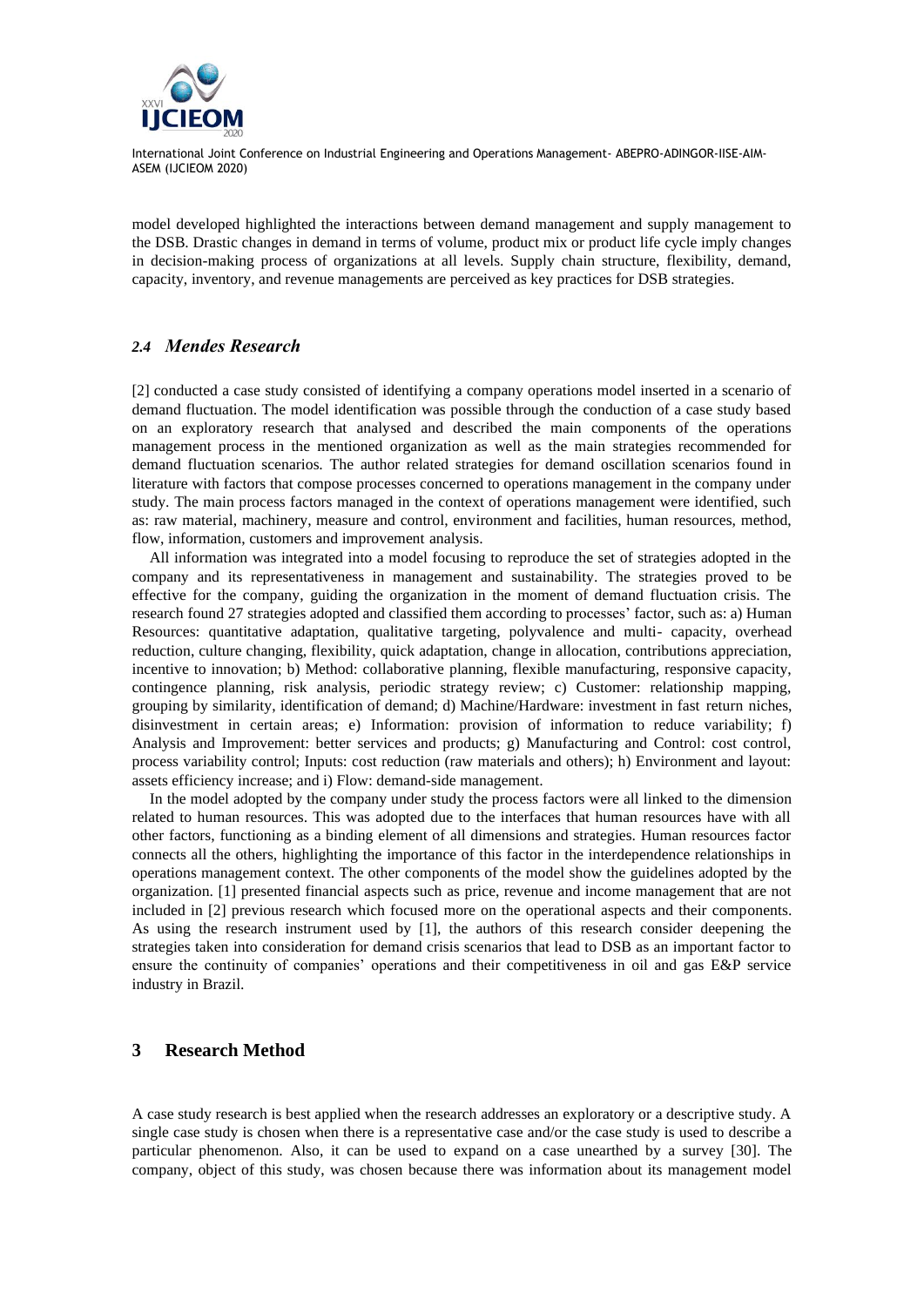model developed highlighted the interactions between demand management and supply management to the DSB. Drastic changes in demand in terms of volume, product mix or product life cycle imply changes in decision-making process of organizations at all levels. Supply chain structure, flexibility, demand, capacity, inventory, and revenue managements are perceived as key practices for DSB strategies.

### *2.4 Mendes Research*

[2] conducted a case study consisted of identifying a company operations model inserted in a scenario of demand fluctuation. The model identification was possible through the conduction of a case study based on an exploratory research that analysed and described the main components of the operations management process in the mentioned organization as well as the main strategies recommended for demand fluctuation scenarios. The author related strategies for demand oscillation scenarios found in literature with factors that compose processes concerned to operations management in the company under study. The main process factors managed in the context of operations management were identified, such as: raw material, machinery, measure and control, environment and facilities, human resources, method, flow, information, customers and improvement analysis.

All information was integrated into a model focusing to reproduce the set of strategies adopted in the company and its representativeness in management and sustainability. The strategies proved to be effective for the company, guiding the organization in the moment of demand fluctuation crisis. The research found 27 strategies adopted and classified them according to processes' factor, such as: a) Human Resources: quantitative adaptation, qualitative targeting, polyvalence and multi- capacity, overhead reduction, culture changing, flexibility, quick adaptation, change in allocation, contributions appreciation, incentive to innovation; b) Method: collaborative planning, flexible manufacturing, responsive capacity, contingence planning, risk analysis, periodic strategy review; c) Customer: relationship mapping, grouping by similarity, identification of demand; d) Machine/Hardware: investment in fast return niches, disinvestment in certain areas; e) Information: provision of information to reduce variability; f) Analysis and Improvement: better services and products; g) Manufacturing and Control: cost control, process variability control; Inputs: cost reduction (raw materials and others); h) Environment and layout: assets efficiency increase; and i) Flow: demand-side management.

In the model adopted by the company under study the process factors were all linked to the dimension related to human resources. This was adopted due to the interfaces that human resources have with all other factors, functioning as a binding element of all dimensions and strategies. Human resources factor connects all the others, highlighting the importance of this factor in the interdependence relationships in operations management context. The other components of the model show the guidelines adopted by the organization. [1] presented financial aspects such as price, revenue and income management that are not included in [2] previous research which focused more on the operational aspects and their components. As using the research instrument used by [1], the authors of this research consider deepening the strategies taken into consideration for demand crisis scenarios that lead to DSB as an important factor to ensure the continuity of companies' operations and their competitiveness in oil and gas E&P service industry in Brazil.

## 3 Research Method

A case study research is best applied when the research addresses an exploratory or a descriptive study. A single case study is chosen when there is a representative case and/or the case study is used to describe a particular phenomenon. Also, it can be used to expand on a case unearthed by a survey [30]. The company, object of this study, was chosen because there was information about its management model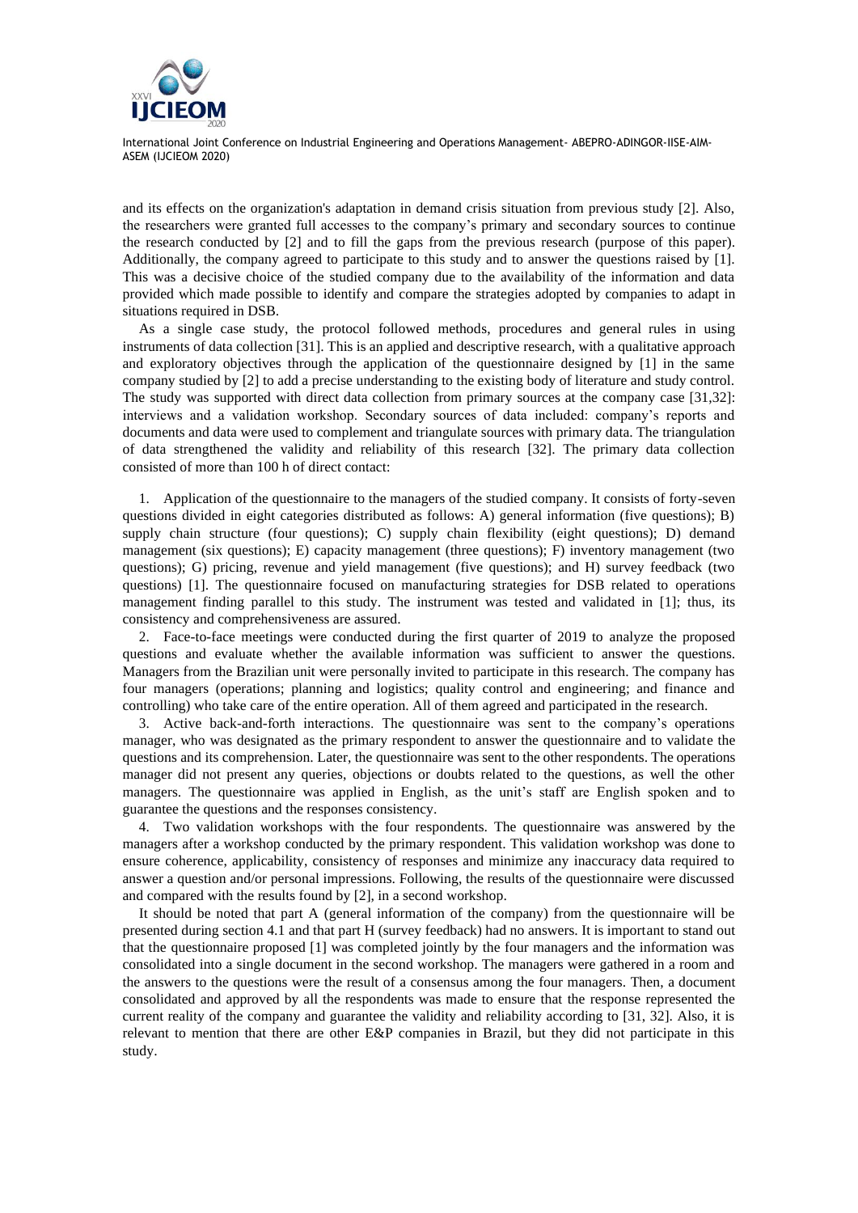and its effects on the organization's adaptation in demand crisis situation from previous study [2]. Also, the researchers were granted full accesses to the company's primary and secondary sources to continue the research conducted by [2] and to fill the gaps from the previous research (purpose of this paper). Additionally, the company agreed to participate to this study and to answer the questions raised by [1]. This was a decisive choice of the studied company due to the availability of the information and data provided which made possible to identify and compare the strategies adopted by companies to adapt in situations required in DSB.

As a single case study, the protocol followed methods, procedures and general rules in using instruments of data collection [31]. This is an applied and descriptive research, with a qualitative approach and exploratory objectives through the application of the questionnaire designed by [1] in the same company studied by [2] to add a precise understanding to the existing body of literature and study control. The study was supported with direct data collection from primary sources at the company case [31,32]: interviews and a validation workshop. Secondary sources of data included: company's reports and documents and data were used to complement and triangulate sources with primary data. The triangulation of data strengthened the validity and reliability of this research [32]. The primary data collection consisted of more than 100 h of direct contact:

1. Application of the questionnaire to the managers of the studied company. It consists of forty-seven questions divided in eight categories distributed as follows: A) general information (five questions); B) supply chain structure (four questions); C) supply chain flexibility (eight questions); D) demand management (six questions); E) capacity management (three questions); F) inventory management (two questions); G) pricing, revenue and yield management (five questions); and H) survey feedback (two questions) [1]. The questionnaire focused on manufacturing strategies for DSB related to operations management finding parallel to this study. The instrument was tested and validated in [1]; thus, its consistency and comprehensiveness are assured.
2. Face-to-face meetings were conducted during the first quarter of 2019 to analyze the proposed questions and evaluate whether the available information was sufficient to answer the questions. Managers from the Brazilian unit were personally invited to participate in this research. The company has four managers (operations; planning and logistics; quality control and engineering; and finance and controlling) who take care of the entire operation. All of them agreed and participated in the research.
3. Active back-and-forth interactions. The questionnaire was sent to the company's operations manager, who was designated as the primary respondent to answer the questionnaire and to validate the questions and its comprehension. Later, the questionnaire was sent to the other respondents. The operations manager did not present any queries, objections or doubts related to the questions, as well the other managers. The questionnaire was applied in English, as the unit's staff are English spoken and to guarantee the questions and the responses consistency.
4. Two validation workshops with the four respondents. The questionnaire was answered by the managers after a workshop conducted by the primary respondent. This validation workshop was done to ensure coherence, applicability, consistency of responses and minimize any inaccuracy data required to answer a question and/or personal impressions. Following, the results of the questionnaire were discussed and compared with the results found by [2], in a second workshop.

It should be noted that part A (general information of the company) from the questionnaire will be presented during section 4.1 and that part H (survey feedback) had no answers. It is important to stand out that the questionnaire proposed [1] was completed jointly by the four managers and the information was consolidated into a single document in the second workshop. The managers were gathered in a room and the answers to the questions were the result of a consensus among the four managers. Then, a document consolidated and approved by all the respondents was made to ensure that the response represented the current reality of the company and guarantee the validity and reliability according to [31, 32]. Also, it is relevant to mention that there are other E&P companies in Brazil, but they did not participate in this study.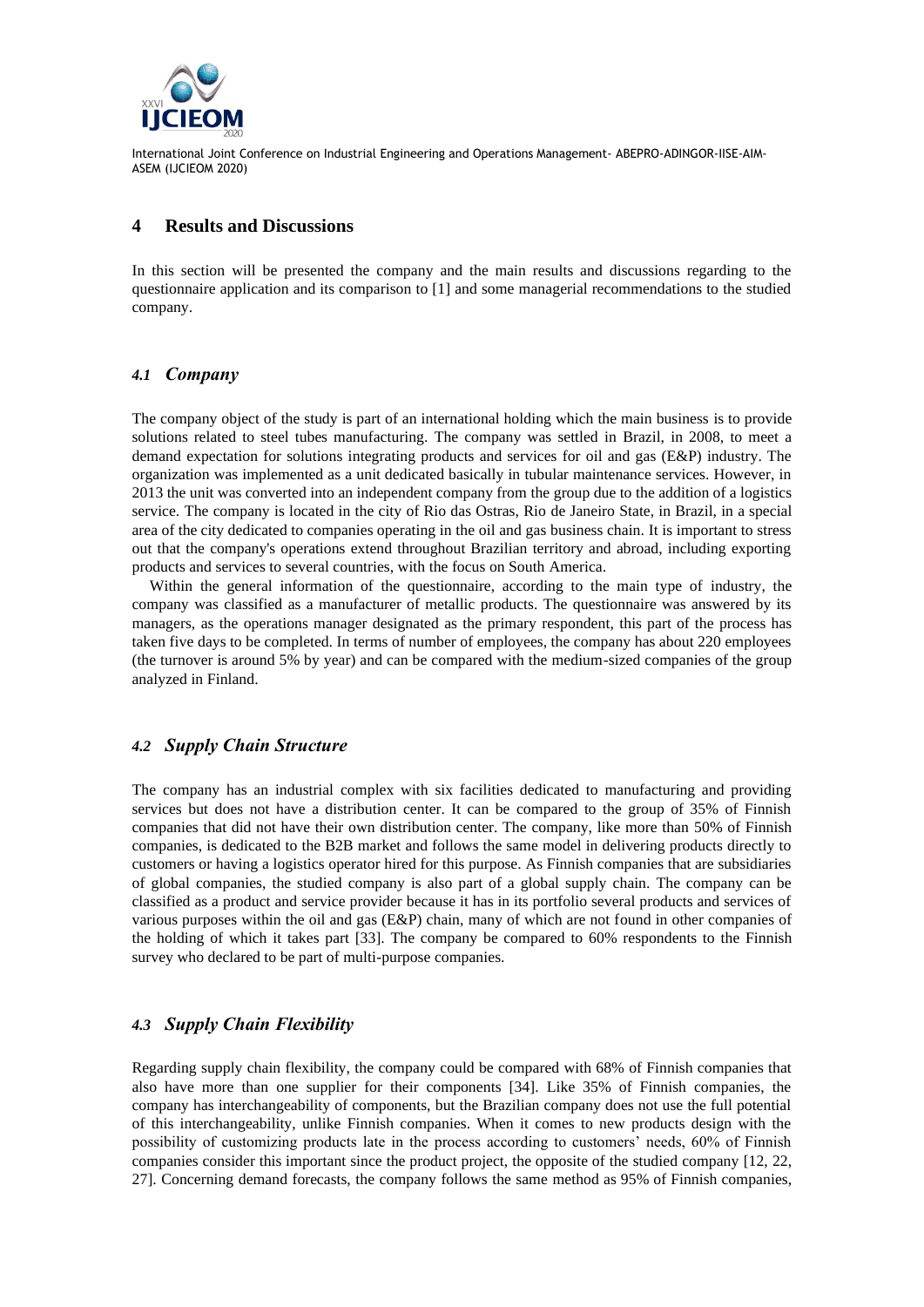## 4 Results and Discussions

In this section will be presented the company and the main results and discussions regarding to the questionnaire application and its comparison to [1] and some managerial recommendations to the studied company.

### *4.1 Company*

The company object of the study is part of an international holding which the main business is to provide solutions related to steel tubes manufacturing. The company was settled in Brazil, in 2008, to meet a demand expectation for solutions integrating products and services for oil and gas (E&P) industry. The organization was implemented as a unit dedicated basically in tubular maintenance services. However, in 2013 the unit was converted into an independent company from the group due to the addition of a logistics service. The company is located in the city of Rio das Ostras, Rio de Janeiro State, in Brazil, in a special area of the city dedicated to companies operating in the oil and gas business chain. It is important to stress out that the company's operations extend throughout Brazilian territory and abroad, including exporting products and services to several countries, with the focus on South America.

Within the general information of the questionnaire, according to the main type of industry, the company was classified as a manufacturer of metallic products. The questionnaire was answered by its managers, as the operations manager designated as the primary respondent, this part of the process has taken five days to be completed. In terms of number of employees, the company has about 220 employees (the turnover is around 5% by year) and can be compared with the medium-sized companies of the group analyzed in Finland.

### *4.2 Supply Chain Structure*

The company has an industrial complex with six facilities dedicated to manufacturing and providing services but does not have a distribution center. It can be compared to the group of 35% of Finnish companies that did not have their own distribution center. The company, like more than 50% of Finnish companies, is dedicated to the B2B market and follows the same model in delivering products directly to customers or having a logistics operator hired for this purpose. As Finnish companies that are subsidiaries of global companies, the studied company is also part of a global supply chain. The company can be classified as a product and service provider because it has in its portfolio several products and services of various purposes within the oil and gas (E&P) chain, many of which are not found in other companies of the holding of which it takes part [33]. The company be compared to 60% respondents to the Finnish survey who declared to be part of multi-purpose companies.

### *4.3 Supply Chain Flexibility*

Regarding supply chain flexibility, the company could be compared with 68% of Finnish companies that also have more than one supplier for their components [34]. Like 35% of Finnish companies, the company has interchangeability of components, but the Brazilian company does not use the full potential of this interchangeability, unlike Finnish companies. When it comes to new products design with the possibility of customizing products late in the process according to customers' needs, 60% of Finnish companies consider this important since the product project, the opposite of the studied company [12, 22, 27]. Concerning demand forecasts, the company follows the same method as 95% of Finnish companies,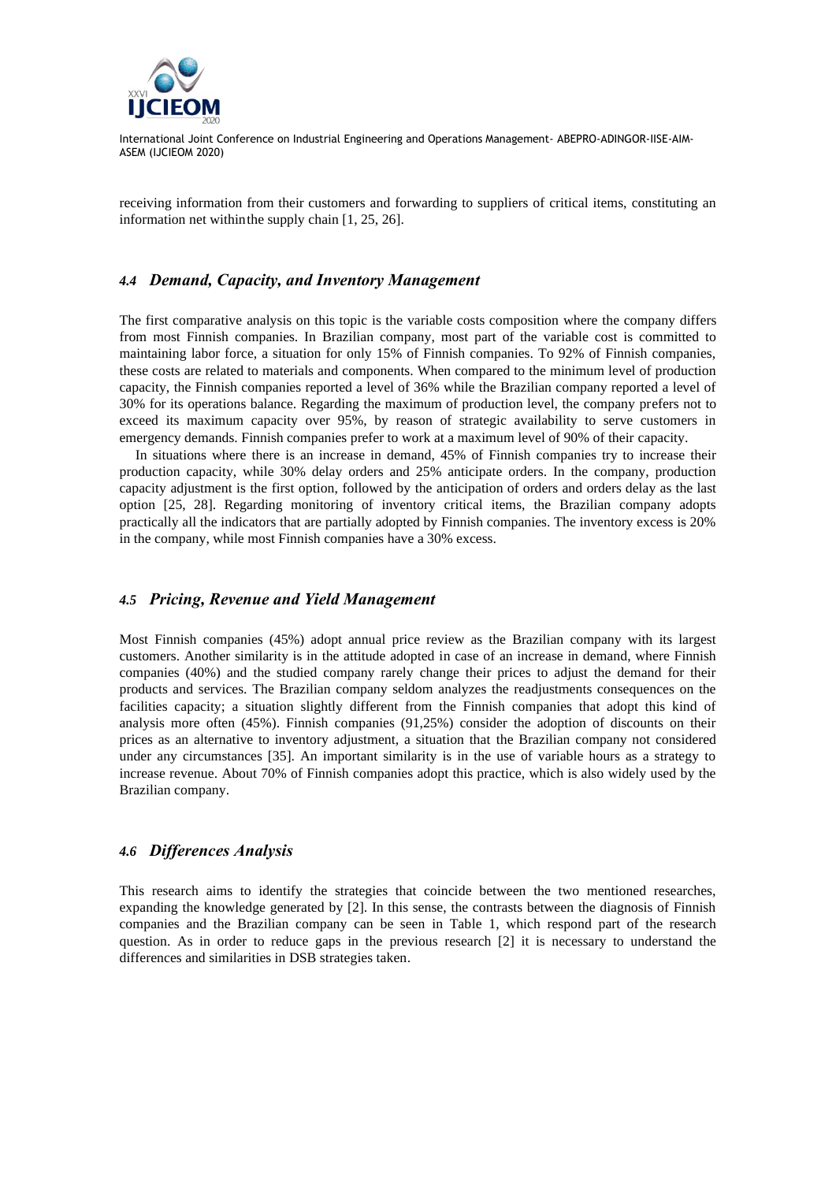receiving information from their customers and forwarding to suppliers of critical items, constituting an information net withinthe supply chain [1, 25, 26].

### 4.4 *Demand, Capacity, and Inventory Management*

The first comparative analysis on this topic is the variable costs composition where the company differs from most Finnish companies. In Brazilian company, most part of the variable cost is committed to maintaining labor force, a situation for only 15% of Finnish companies. To 92% of Finnish companies, these costs are related to materials and components. When compared to the minimum level of production capacity, the Finnish companies reported a level of 36% while the Brazilian company reported a level of 30% for its operations balance. Regarding the maximum of production level, the company prefers not to exceed its maximum capacity over 95%, by reason of strategic availability to serve customers in emergency demands. Finnish companies prefer to work at a maximum level of 90% of their capacity.

In situations where there is an increase in demand, 45% of Finnish companies try to increase their production capacity, while 30% delay orders and 25% anticipate orders. In the company, production capacity adjustment is the first option, followed by the anticipation of orders and orders delay as the last option [25, 28]. Regarding monitoring of inventory critical items, the Brazilian company adopts practically all the indicators that are partially adopted by Finnish companies. The inventory excess is 20% in the company, while most Finnish companies have a 30% excess.

### 4.5 *Pricing, Revenue and Yield Management*

Most Finnish companies (45%) adopt annual price review as the Brazilian company with its largest customers. Another similarity is in the attitude adopted in case of an increase in demand, where Finnish companies (40%) and the studied company rarely change their prices to adjust the demand for their products and services. The Brazilian company seldom analyzes the readjustments consequences on the facilities capacity; a situation slightly different from the Finnish companies that adopt this kind of analysis more often (45%). Finnish companies (91,25%) consider the adoption of discounts on their prices as an alternative to inventory adjustment, a situation that the Brazilian company not considered under any circumstances [35]. An important similarity is in the use of variable hours as a strategy to increase revenue. About 70% of Finnish companies adopt this practice, which is also widely used by the Brazilian company.

### 4.6 *Differences Analysis*

This research aims to identify the strategies that coincide between the two mentioned researches, expanding the knowledge generated by [2]. In this sense, the contrasts between the diagnosis of Finnish companies and the Brazilian company can be seen in Table 1, which respond part of the research question. As in order to reduce gaps in the previous research [2] it is necessary to understand the differences and similarities in DSB strategies taken.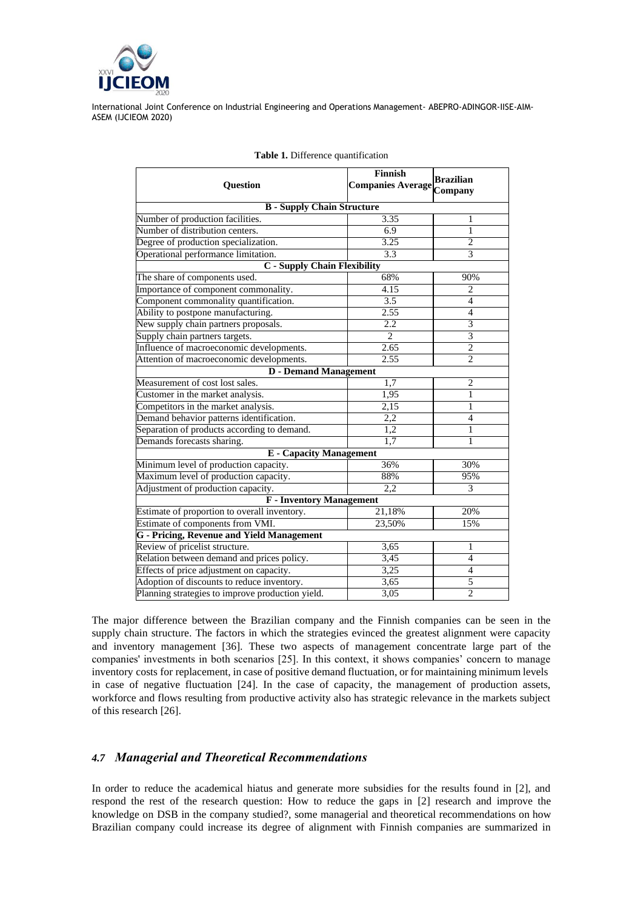**Table 1.** Difference quantification

| Question | Finnish Companies Average | Brazilian Company |
|---|---|---|
| **B - Supply Chain Structure** | | |
| Number of production facilities. | 3.35 | 1 |
| Number of distribution centers. | 6.9 | 1 |
| Degree of production specialization. | 3.25 | 2 |
| Operational performance limitation. | 3.3 | 3 |
| **C - Supply Chain Flexibility** | | |
| The share of components used. | 68% | 90% |
| Importance of component commonality. | 4.15 | 2 |
| Component commonality quantification. | 3.5 | 4 |
| Ability to postpone manufacturing. | 2.55 | 4 |
| New supply chain partners proposals. | 2.2 | 3 |
| Supply chain partners targets. | 2 | 3 |
| Influence of macroeconomic developments. | 2.65 | 2 |
| Attention of macroeconomic developments. | 2.55 | 2 |
| **D - Demand Management** | | |
| Measurement of cost lost sales. | 1,7 | 2 |
| Customer in the market analysis. | 1,95 | 1 |
| Competitors in the market analysis. | 2,15 | 1 |
| Demand behavior patterns identification. | 2,2 | 4 |
| Separation of products according to demand. | 1,2 | 1 |
| Demands forecasts sharing. | 1,7 | 1 |
| **E - Capacity Management** | | |
| Minimum level of production capacity. | 36% | 30% |
| Maximum level of production capacity. | 88% | 95% |
| Adjustment of production capacity. | 2,2 | 3 |
| **F - Inventory Management** | | |
| Estimate of proportion to overall inventory. | 21,18% | 20% |
| Estimate of components from VMI. | 23,50% | 15% |
| **G - Pricing, Revenue and Yield Management** | | |
| Review of pricelist structure. | 3,65 | 1 |
| Relation between demand and prices policy. | 3,45 | 4 |
| Effects of price adjustment on capacity. | 3,25 | 4 |
| Adoption of discounts to reduce inventory. | 3,65 | 5 |
| Planning strategies to improve production yield. | 3,05 | 2 |

The major difference between the Brazilian company and the Finnish companies can be seen in the supply chain structure. The factors in which the strategies evinced the greatest alignment were capacity and inventory management [36]. These two aspects of management concentrate large part of the companies' investments in both scenarios [25]. In this context, it shows companies' concern to manage inventory costs for replacement, in case of positive demand fluctuation, or for maintaining minimum levels in case of negative fluctuation [24]. In the case of capacity, the management of production assets, workforce and flows resulting from productive activity also has strategic relevance in the markets subject of this research [26].

## *4.7 Managerial and Theoretical Recommendations*

In order to reduce the academical hiatus and generate more subsidies for the results found in [2], and respond the rest of the research question: How to reduce the gaps in [2] research and improve the knowledge on DSB in the company studied?, some managerial and theoretical recommendations on how Brazilian company could increase its degree of alignment with Finnish companies are summarized in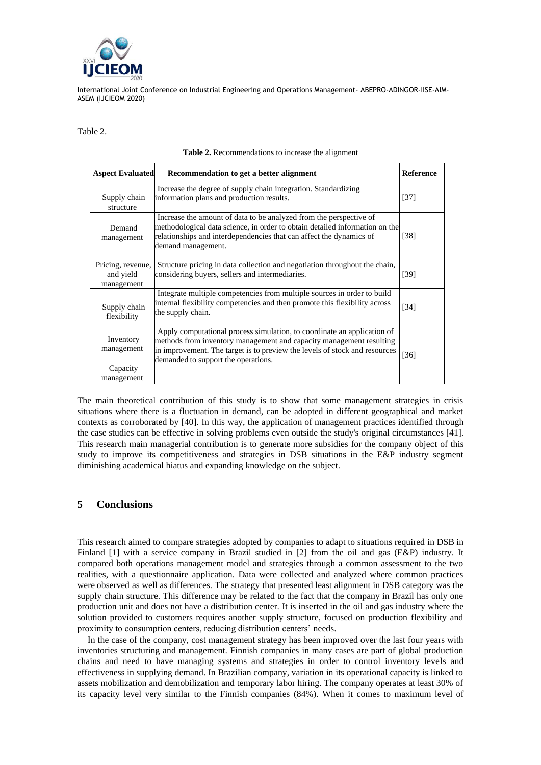Table 2.

**Table 2.** Recommendations to increase the alignment

| Aspect Evaluated | Recommendation to get a better alignment | Reference |
|---|---|---|
| Supply chain structure | Increase the degree of supply chain integration. Standardizing information plans and production results. | [37] |
| Demand management | Increase the amount of data to be analyzed from the perspective of methodological data science, in order to obtain detailed information on the relationships and interdependencies that can affect the dynamics of demand management. | [38] |
| Pricing, revenue, and yield management | Structure pricing in data collection and negotiation throughout the chain, considering buyers, sellers and intermediaries. | [39] |
| Supply chain flexibility | Integrate multiple competencies from multiple sources in order to build internal flexibility competencies and then promote this flexibility across the supply chain. | [34] |
| Inventory management<br>Capacity management | Apply computational process simulation, to coordinate an application of methods from inventory management and capacity management resulting in improvement. The target is to preview the levels of stock and resources demanded to support the operations. | [36] |

The main theoretical contribution of this study is to show that some management strategies in crisis situations where there is a fluctuation in demand, can be adopted in different geographical and market contexts as corroborated by [40]. In this way, the application of management practices identified through the case studies can be effective in solving problems even outside the study's original circumstances [41]. This research main managerial contribution is to generate more subsidies for the company object of this study to improve its competitiveness and strategies in DSB situations in the E&P industry segment diminishing academical hiatus and expanding knowledge on the subject.

## 5 Conclusions

This research aimed to compare strategies adopted by companies to adapt to situations required in DSB in Finland [1] with a service company in Brazil studied in [2] from the oil and gas (E&P) industry. It compared both operations management model and strategies through a common assessment to the two realities, with a questionnaire application. Data were collected and analyzed where common practices were observed as well as differences. The strategy that presented least alignment in DSB category was the supply chain structure. This difference may be related to the fact that the company in Brazil has only one production unit and does not have a distribution center. It is inserted in the oil and gas industry where the solution provided to customers requires another supply structure, focused on production flexibility and proximity to consumption centers, reducing distribution centers' needs.

In the case of the company, cost management strategy has been improved over the last four years with inventories structuring and management. Finnish companies in many cases are part of global production chains and need to have managing systems and strategies in order to control inventory levels and effectiveness in supplying demand. In Brazilian company, variation in its operational capacity is linked to assets mobilization and demobilization and temporary labor hiring. The company operates at least 30% of its capacity level very similar to the Finnish companies (84%). When it comes to maximum level of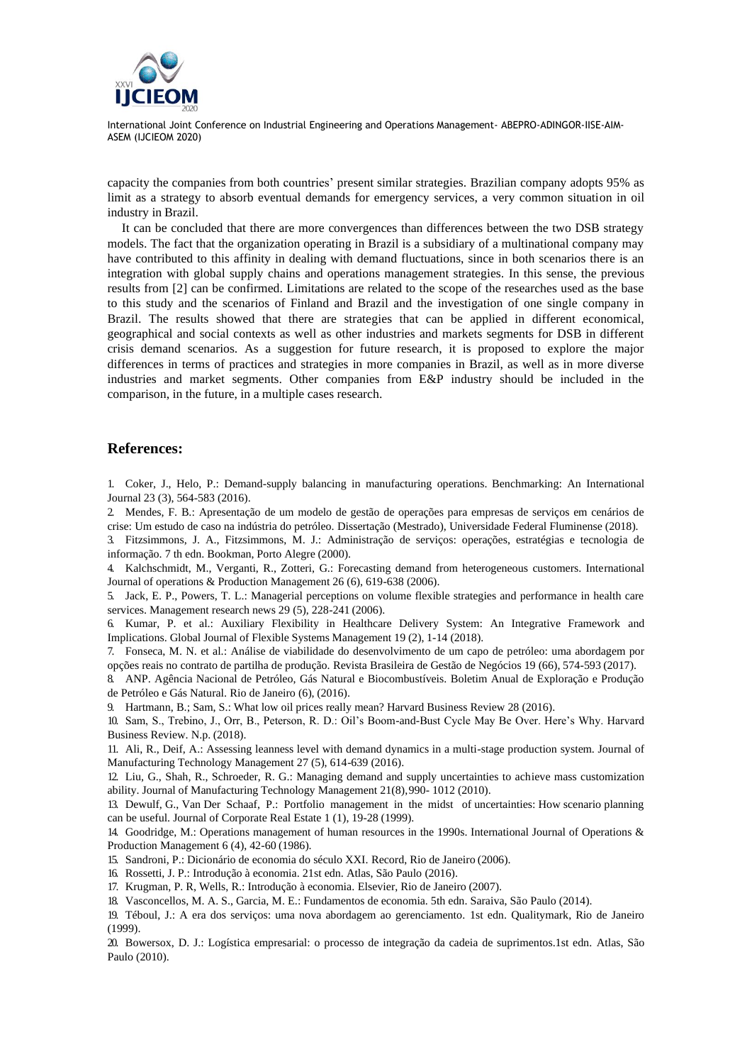capacity the companies from both countries' present similar strategies. Brazilian company adopts 95% as limit as a strategy to absorb eventual demands for emergency services, a very common situation in oil industry in Brazil.

It can be concluded that there are more convergences than differences between the two DSB strategy models. The fact that the organization operating in Brazil is a subsidiary of a multinational company may have contributed to this affinity in dealing with demand fluctuations, since in both scenarios there is an integration with global supply chains and operations management strategies. In this sense, the previous results from [2] can be confirmed. Limitations are related to the scope of the researches used as the base to this study and the scenarios of Finland and Brazil and the investigation of one single company in Brazil. The results showed that there are strategies that can be applied in different economical, geographical and social contexts as well as other industries and markets segments for DSB in different crisis demand scenarios. As a suggestion for future research, it is proposed to explore the major differences in terms of practices and strategies in more companies in Brazil, as well as in more diverse industries and market segments. Other companies from E&P industry should be included in the comparison, in the future, in a multiple cases research.

## References:

1. Coker, J., Helo, P.: Demand-supply balancing in manufacturing operations. Benchmarking: An International Journal 23 (3), 564-583 (2016).
2. Mendes, F. B.: Apresentação de um modelo de gestão de operações para empresas de serviços em cenários de crise: Um estudo de caso na indústria do petróleo. Dissertação (Mestrado), Universidade Federal Fluminense (2018).
3. Fitzsimmons, J. A., Fitzsimmons, M. J.: Administração de serviços: operações, estratégias e tecnologia de informação. 7 th edn. Bookman, Porto Alegre (2000).
4. Kalchschmidt, M., Verganti, R., Zotteri, G.: Forecasting demand from heterogeneous customers. International Journal of operations & Production Management 26 (6), 619-638 (2006).
5. Jack, E. P., Powers, T. L.: Managerial perceptions on volume flexible strategies and performance in health care services. Management research news 29 (5), 228-241 (2006).
6. Kumar, P. et al.: Auxiliary Flexibility in Healthcare Delivery System: An Integrative Framework and Implications. Global Journal of Flexible Systems Management 19 (2), 1-14 (2018).
7. Fonseca, M. N. et al.: Análise de viabilidade do desenvolvimento de um capo de petróleo: uma abordagem por opções reais no contrato de partilha de produção. Revista Brasileira de Gestão de Negócios 19 (66), 574-593 (2017).
8. ANP. Agência Nacional de Petróleo, Gás Natural e Biocombustíveis. Boletim Anual de Exploração e Produção de Petróleo e Gás Natural. Rio de Janeiro (6), (2016).
9. Hartmann, B.; Sam, S.: What low oil prices really mean? Harvard Business Review 28 (2016).
10. Sam, S., Trebino, J., Orr, B., Peterson, R. D.: Oil's Boom-and-Bust Cycle May Be Over. Here's Why. Harvard Business Review. N.p. (2018).
11. Ali, R., Deif, A.: Assessing leanness level with demand dynamics in a multi-stage production system. Journal of Manufacturing Technology Management 27 (5), 614-639 (2016).
12. Liu, G., Shah, R., Schroeder, R. G.: Managing demand and supply uncertainties to achieve mass customization ability. Journal of Manufacturing Technology Management 21(8), 990- 1012 (2010).
13. Dewulf, G., Van Der Schaaf, P.: Portfolio management in the midst of uncertainties: How scenario planning can be useful. Journal of Corporate Real Estate 1 (1), 19-28 (1999).
14. Goodridge, M.: Operations management of human resources in the 1990s. International Journal of Operations & Production Management 6 (4), 42-60 (1986).
15. Sandroni, P.: Dicionário de economia do século XXI. Record, Rio de Janeiro (2006).
16. Rossetti, J. P.: Introdução à economia. 21st edn. Atlas, São Paulo (2016).
17. Krugman, P. R, Wells, R.: Introdução à economia. Elsevier, Rio de Janeiro (2007).
18. Vasconcellos, M. A. S., Garcia, M. E.: Fundamentos de economia. 5th edn. Saraiva, São Paulo (2014).
19. Téboul, J.: A era dos serviços: uma nova abordagem ao gerenciamento. 1st edn. Qualitymark, Rio de Janeiro (1999).
20. Bowersox, D. J.: Logística empresarial: o processo de integração da cadeia de suprimentos.1st edn. Atlas, São Paulo (2010).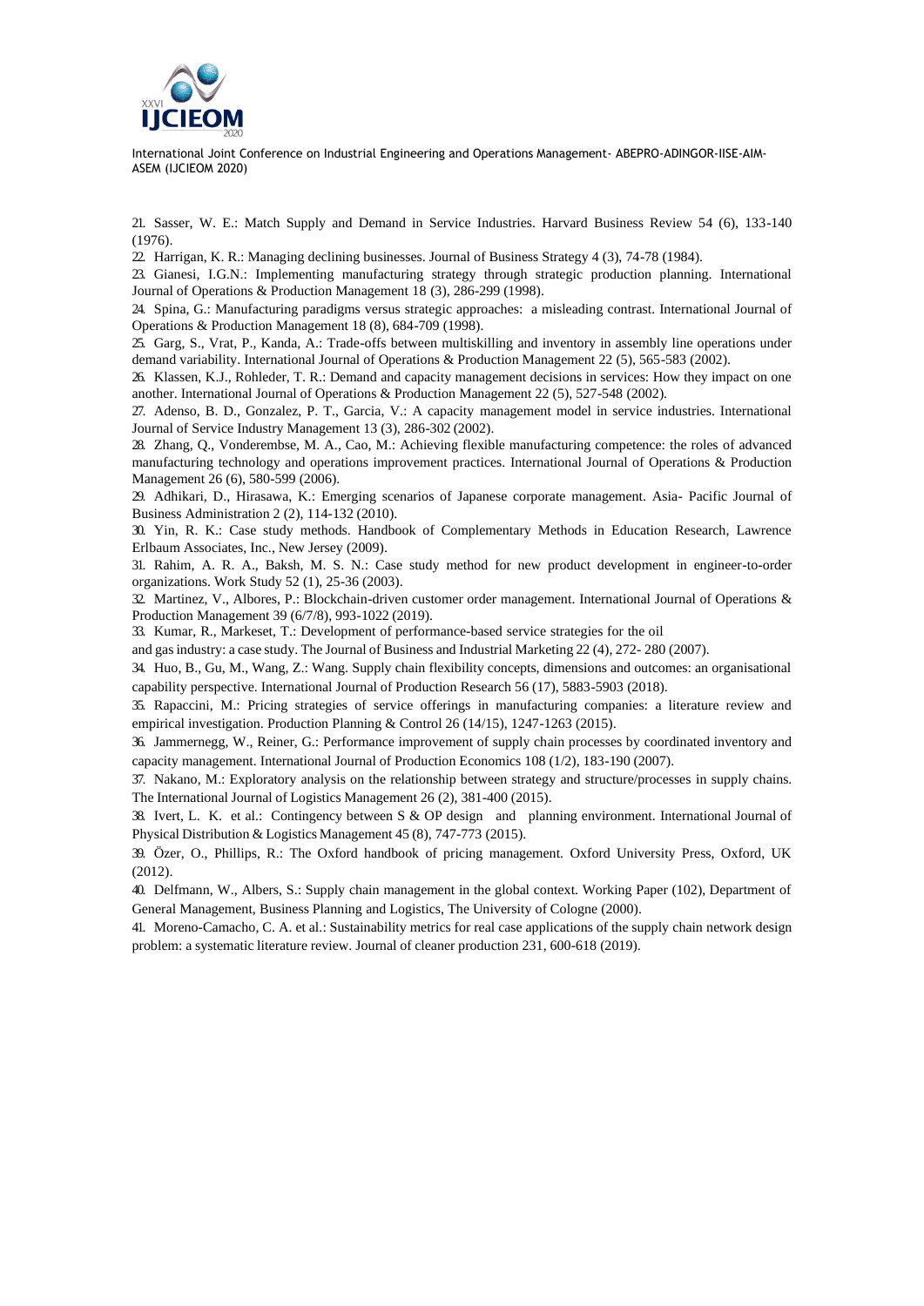21. Sasser, W. E.: Match Supply and Demand in Service Industries. Harvard Business Review 54 (6), 133-140 (1976).

22. Harrigan, K. R.: Managing declining businesses. Journal of Business Strategy 4 (3), 74-78 (1984).

23. Gianesi, I.G.N.: Implementing manufacturing strategy through strategic production planning. International Journal of Operations & Production Management 18 (3), 286-299 (1998).

24. Spina, G.: Manufacturing paradigms versus strategic approaches: a misleading contrast. International Journal of Operations & Production Management 18 (8), 684-709 (1998).

25. Garg, S., Vrat, P., Kanda, A.: Trade-offs between multiskilling and inventory in assembly line operations under demand variability. International Journal of Operations & Production Management 22 (5), 565-583 (2002).

26. Klassen, K.J., Rohleder, T. R.: Demand and capacity management decisions in services: How they impact on one another. International Journal of Operations & Production Management 22 (5), 527-548 (2002).

27. Adenso, B. D., Gonzalez, P. T., Garcia, V.: A capacity management model in service industries. International Journal of Service Industry Management 13 (3), 286-302 (2002).

28. Zhang, Q., Vonderembse, M. A., Cao, M.: Achieving flexible manufacturing competence: the roles of advanced manufacturing technology and operations improvement practices. International Journal of Operations & Production Management 26 (6), 580-599 (2006).

29. Adhikari, D., Hirasawa, K.: Emerging scenarios of Japanese corporate management. Asia- Pacific Journal of Business Administration 2 (2), 114-132 (2010).

30. Yin, R. K.: Case study methods. Handbook of Complementary Methods in Education Research, Lawrence Erlbaum Associates, Inc., New Jersey (2009).

31. Rahim, A. R. A., Baksh, M. S. N.: Case study method for new product development in engineer-to-order organizations. Work Study 52 (1), 25-36 (2003).

32. Martinez, V., Albores, P.: Blockchain-driven customer order management. International Journal of Operations & Production Management 39 (6/7/8), 993-1022 (2019).

33. Kumar, R., Markeset, T.: Development of performance-based service strategies for the oil and gas industry: a case study. The Journal of Business and Industrial Marketing 22 (4), 272- 280 (2007).

34. Huo, B., Gu, M., Wang, Z.: Wang. Supply chain flexibility concepts, dimensions and outcomes: an organisational capability perspective. International Journal of Production Research 56 (17), 5883-5903 (2018).

35. Rapaccini, M.: Pricing strategies of service offerings in manufacturing companies: a literature review and empirical investigation. Production Planning & Control 26 (14/15), 1247-1263 (2015).

36. Jammernegg, W., Reiner, G.: Performance improvement of supply chain processes by coordinated inventory and capacity management. International Journal of Production Economics 108 (1/2), 183-190 (2007).

37. Nakano, M.: Exploratory analysis on the relationship between strategy and structure/processes in supply chains. The International Journal of Logistics Management 26 (2), 381-400 (2015).

38. Ivert, L. K. et al.: Contingency between S & OP design and planning environment. International Journal of Physical Distribution & Logistics Management 45 (8), 747-773 (2015).

39. Özer, O., Phillips, R.: The Oxford handbook of pricing management. Oxford University Press, Oxford, UK (2012).

40. Delfmann, W., Albers, S.: Supply chain management in the global context. Working Paper (102), Department of General Management, Business Planning and Logistics, The University of Cologne (2000).

41. Moreno-Camacho, C. A. et al.: Sustainability metrics for real case applications of the supply chain network design problem: a systematic literature review. Journal of cleaner production 231, 600-618 (2019).